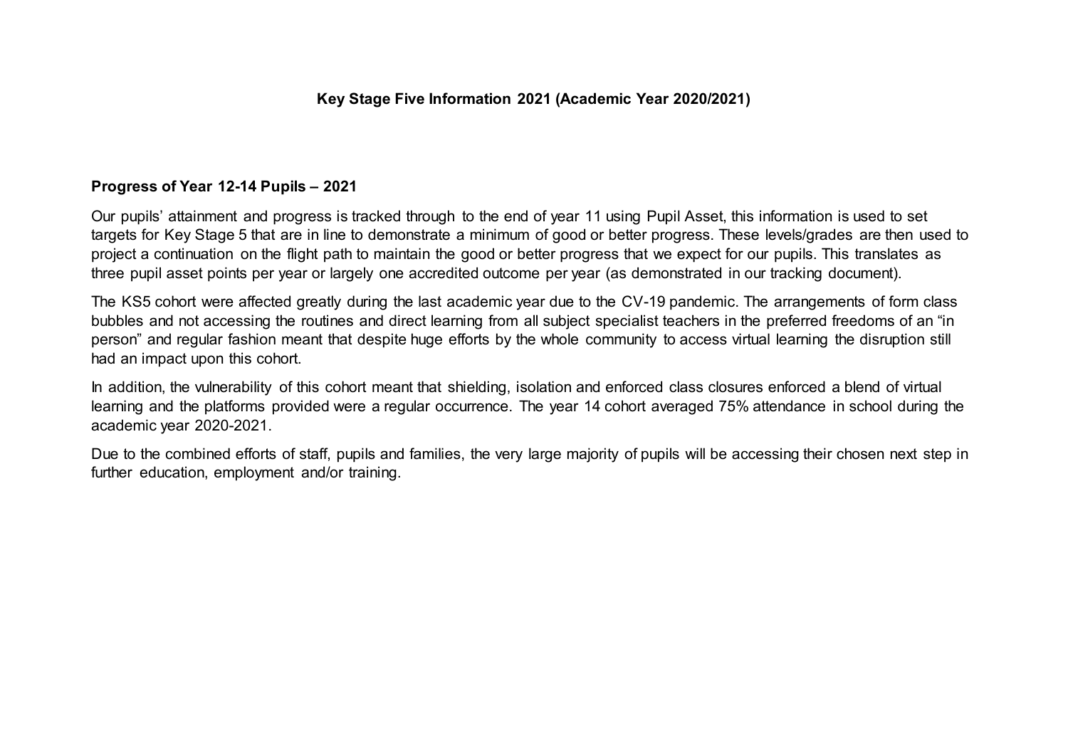# Key Stage Five Information 2021 (Academic Year 2020/2021)

## Progress of Year 12-14 Pupils – 2021

Our pupils' attainment and progress is tracked through to the end of year 11 using Pupil Asset, this information is used to set targets for Key Stage 5 that are in line to demonstrate a minimum of good or better progress. These levels/grades are then used to project a continuation on the flight path to maintain the good or better progress that we expect for our pupils. This translates as three pupil asset points per year or largely one accredited outcome per year (as demonstrated in our tracking document).

The KS5 cohort were affected greatly during the last academic year due to the CV-19 pandemic. The arrangements of form class bubbles and not accessing the routines and direct learning from all subject specialist teachers in the preferred freedoms of an "in person" and regular fashion meant that despite huge efforts by the whole community to access virtual learning the disruption still had an impact upon this cohort.

In addition, the vulnerability of this cohort meant that shielding, isolation and enforced class closures enforced a blend of virtual learning and the platforms provided were a regular occurrence. The year 14 cohort averaged 75% attendance in school during the academic year 2020-2021.

Due to the combined efforts of staff, pupils and families, the very large majority of pupils will be accessing their chosen next step in further education, employment and/or training.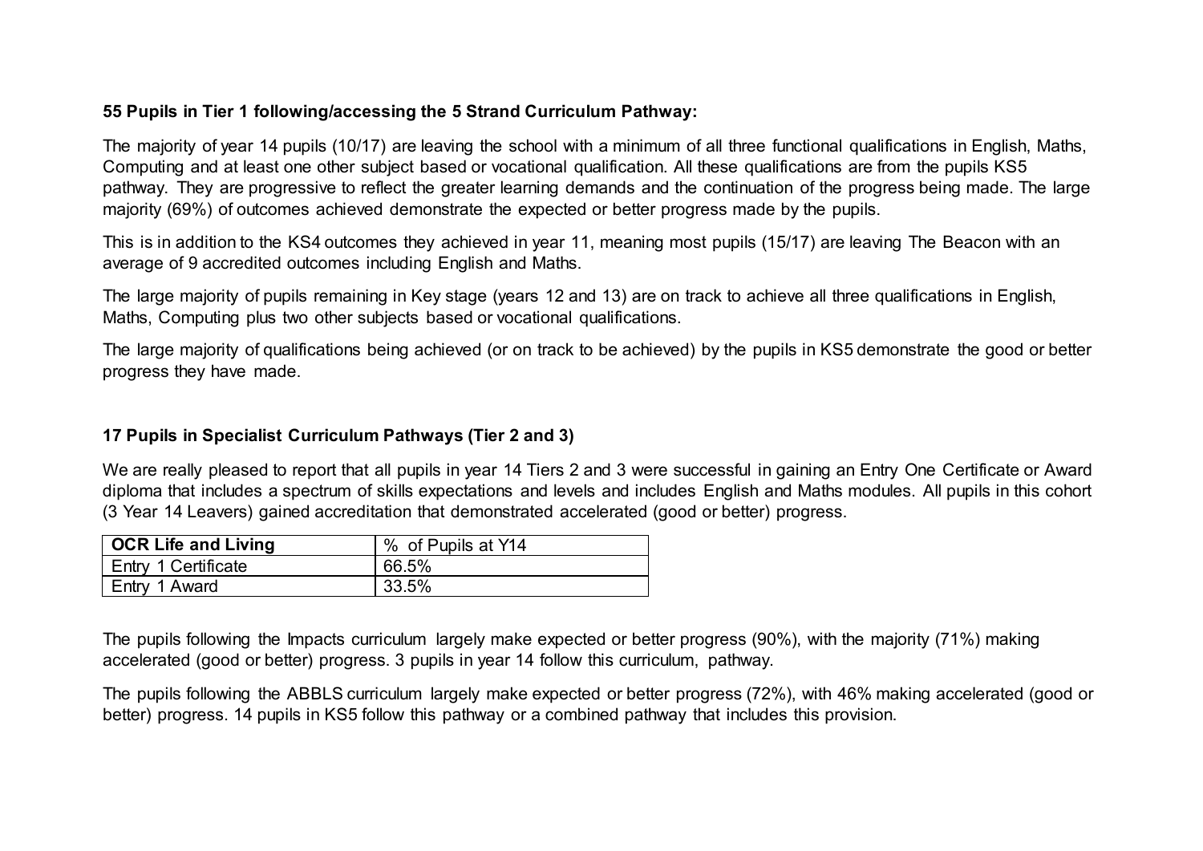**55 Pupils in Tier 1 following/accessing the 5 Strand Curriculum Pathway:**

The majority of year 14 pupils (10/17) are leaving the school with a minimum of all three functional qualifications in English, Maths, Computing and at least one other subject based or vocational qualification. All these qualifications are from the pupils KS5 pathway. They are progressive to reflect the greater learning demands and the continuation of the progress being made. The large majority (69%) of outcomes achieved demonstrate the expected or better progress made by the pupils.

This is in addition to the KS4 outcomes they achieved in year 11, meaning most pupils (15/17) are leaving The Beacon with an average of 9 accredited outcomes including English and Maths.

The large majority of pupils remaining in Key stage (years 12 and 13) are on track to achieve all three qualifications in English, Maths, Computing plus two other subjects based or vocational qualifications.

The large majority of qualifications being achieved (or on track to be achieved) by the pupils in KS5 demonstrate the good or better progress they have made.

**17 Pupils in Specialist Curriculum Pathways (Tier 2 and 3)**

We are really pleased to report that all pupils in year 14 Tiers 2 and 3 were successful in gaining an Entry One Certificate or Award diploma that includes a spectrum of skills expectations and levels and includes English and Maths modules. All pupils in this cohort (3 Year 14 Leavers) gained accreditation that demonstrated accelerated (good or better) progress.

| **OCR Life and Living** | % of Pupils at Y14 |
| --- | --- |
| Entry 1 Certificate | 66.5% |
| Entry 1 Award | 33.5% |

The pupils following the Impacts curriculum largely make expected or better progress (90%), with the majority (71%) making accelerated (good or better) progress. 3 pupils in year 14 follow this curriculum, pathway.

The pupils following the ABBLS curriculum largely make expected or better progress (72%), with 46% making accelerated (good or better) progress. 14 pupils in KS5 follow this pathway or a combined pathway that includes this provision.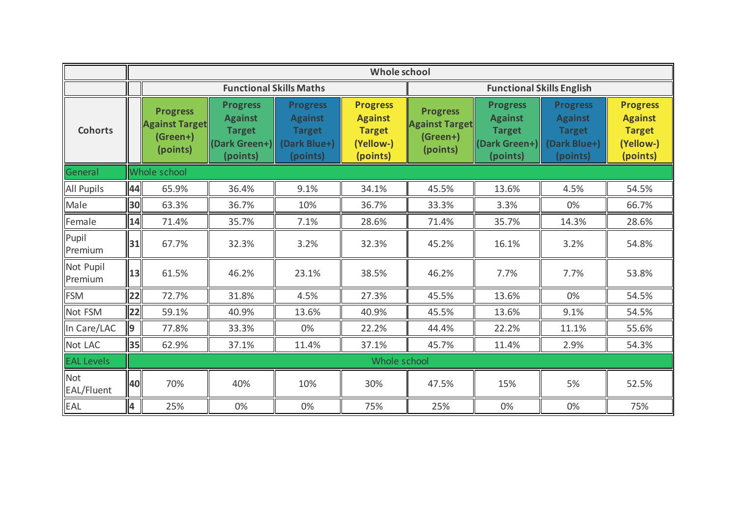| | Whole school | | | | | | | | |
|---|---|---|---|---|---|---|---|---|---|
| | | Functional Skills Maths | | | | Functional Skills English | | | |
| **Cohorts** | | **Progress Against Target (Green+) (points)** | **Progress Against Target (Dark Green+) (points)** | **Progress Against Target (Dark Blue+) (points)** | **Progress Against Target (Yellow-) (points)** | **Progress Against Target (Green+) (points)** | **Progress Against Target (Dark Green+) (points)** | **Progress Against Target (Dark Blue+) (points)** | **Progress Against Target (Yellow-) (points)** |
| General | Whole school | | | | | | | | |
| All Pupils | **44** | 65.9% | 36.4% | 9.1% | 34.1% | 45.5% | 13.6% | 4.5% | 54.5% |
| Male | **30** | 63.3% | 36.7% | 10% | 36.7% | 33.3% | 3.3% | 0% | 66.7% |
| Female | **14** | 71.4% | 35.7% | 7.1% | 28.6% | 71.4% | 35.7% | 14.3% | 28.6% |
| Pupil Premium | **31** | 67.7% | 32.3% | 3.2% | 32.3% | 45.2% | 16.1% | 3.2% | 54.8% |
| Not Pupil Premium | **13** | 61.5% | 46.2% | 23.1% | 38.5% | 46.2% | 7.7% | 7.7% | 53.8% |
| FSM | **22** | 72.7% | 31.8% | 4.5% | 27.3% | 45.5% | 13.6% | 0% | 54.5% |
| Not FSM | **22** | 59.1% | 40.9% | 13.6% | 40.9% | 45.5% | 13.6% | 9.1% | 54.5% |
| In Care/LAC | **9** | 77.8% | 33.3% | 0% | 22.2% | 44.4% | 22.2% | 11.1% | 55.6% |
| Not LAC | **35** | 62.9% | 37.1% | 11.4% | 37.1% | 45.7% | 11.4% | 2.9% | 54.3% |
| EAL Levels | Whole school | | | | | | | | |
| Not EAL/Fluent | **40** | 70% | 40% | 10% | 30% | 47.5% | 15% | 5% | 52.5% |
| EAL | **4** | 25% | 0% | 0% | 75% | 25% | 0% | 0% | 75% |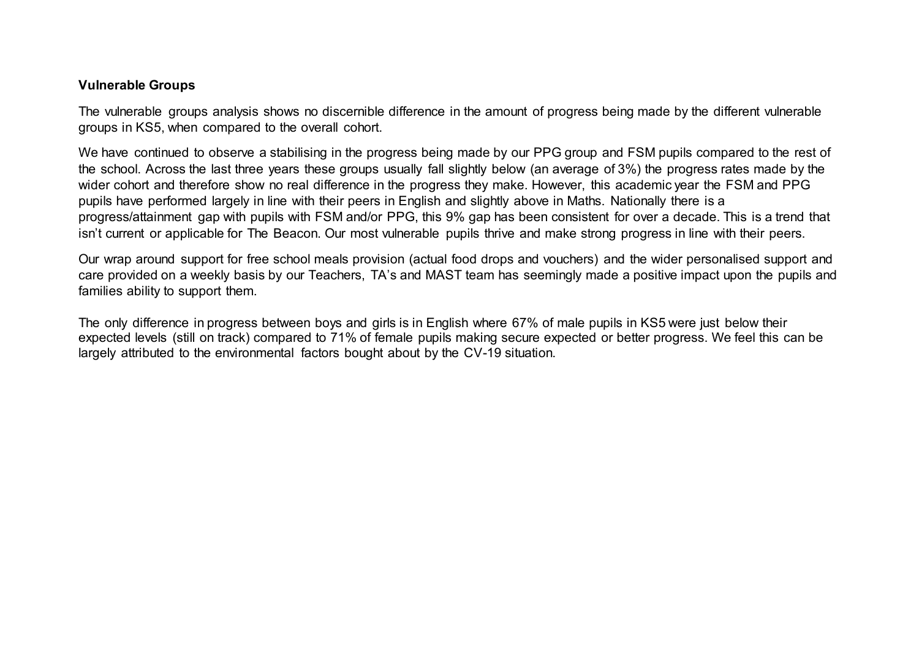**Vulnerable Groups**

The vulnerable groups analysis shows no discernible difference in the amount of progress being made by the different vulnerable groups in KS5, when compared to the overall cohort.

We have continued to observe a stabilising in the progress being made by our PPG group and FSM pupils compared to the rest of the school. Across the last three years these groups usually fall slightly below (an average of 3%) the progress rates made by the wider cohort and therefore show no real difference in the progress they make. However, this academic year the FSM and PPG pupils have performed largely in line with their peers in English and slightly above in Maths. Nationally there is a progress/attainment gap with pupils with FSM and/or PPG, this 9% gap has been consistent for over a decade. This is a trend that isn't current or applicable for The Beacon. Our most vulnerable pupils thrive and make strong progress in line with their peers.

Our wrap around support for free school meals provision (actual food drops and vouchers) and the wider personalised support and care provided on a weekly basis by our Teachers, TA's and MAST team has seemingly made a positive impact upon the pupils and families ability to support them.

The only difference in progress between boys and girls is in English where 67% of male pupils in KS5 were just below their expected levels (still on track) compared to 71% of female pupils making secure expected or better progress. We feel this can be largely attributed to the environmental factors bought about by the CV-19 situation.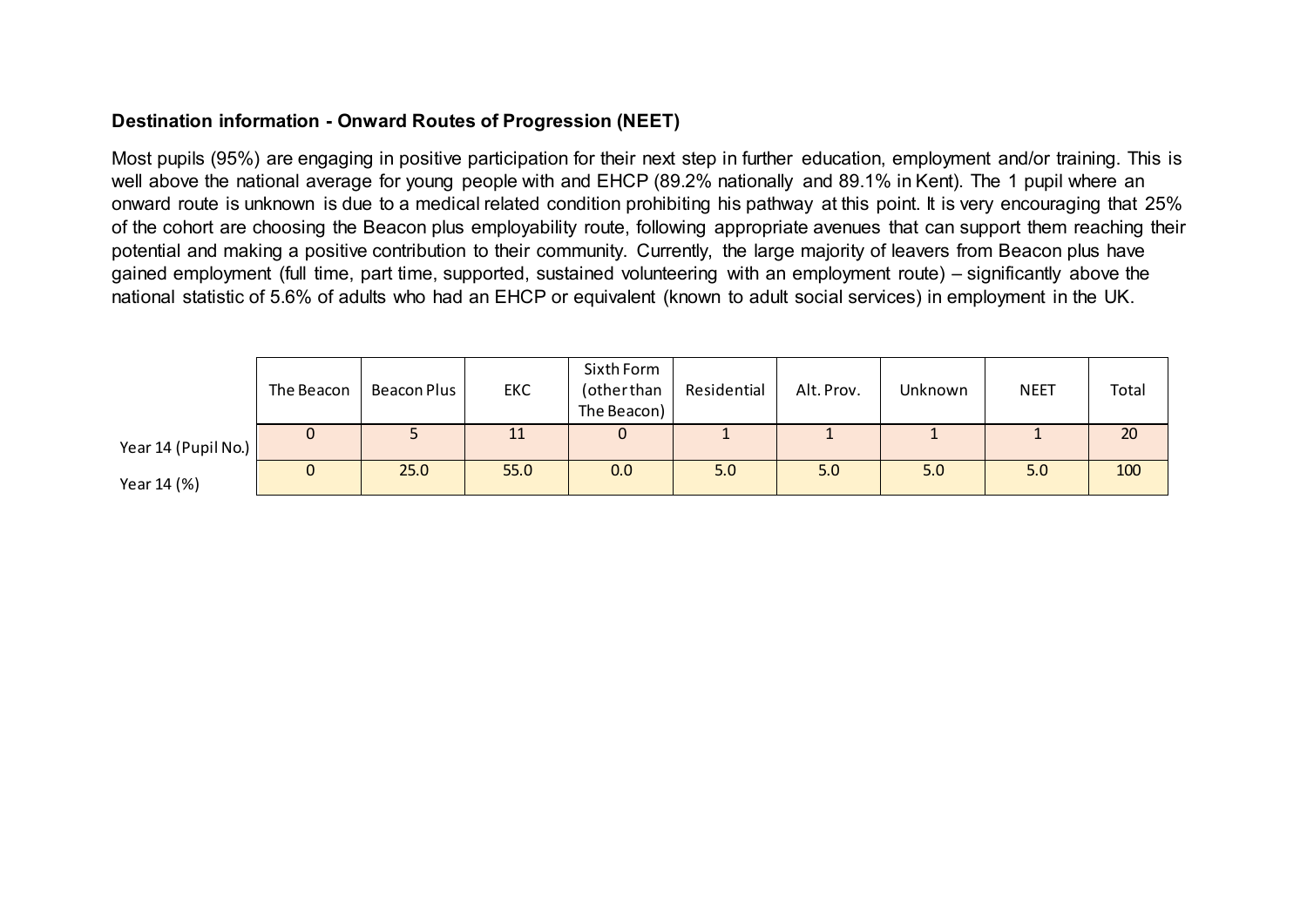**Destination information - Onward Routes of Progression (NEET)**

Most pupils (95%) are engaging in positive participation for their next step in further education, employment and/or training. This is well above the national average for young people with and EHCP (89.2% nationally and 89.1% in Kent). The 1 pupil where an onward route is unknown is due to a medical related condition prohibiting his pathway at this point. It is very encouraging that 25% of the cohort are choosing the Beacon plus employability route, following appropriate avenues that can support them reaching their potential and making a positive contribution to their community. Currently, the large majority of leavers from Beacon plus have gained employment (full time, part time, supported, sustained volunteering with an employment route) – significantly above the national statistic of 5.6% of adults who had an EHCP or equivalent (known to adult social services) in employment in the UK.

| | The Beacon | Beacon Plus | EKC | Sixth Form (other than The Beacon) | Residential | Alt. Prov. | Unknown | NEET | Total |
|---|---|---|---|---|---|---|---|---|---|
| Year 14 (Pupil No.) | 0 | 5 | 11 | 0 | 1 | 1 | 1 | 1 | 20 |
| Year 14 (%) | 0 | 25.0 | 55.0 | 0.0 | 5.0 | 5.0 | 5.0 | 5.0 | 100 |